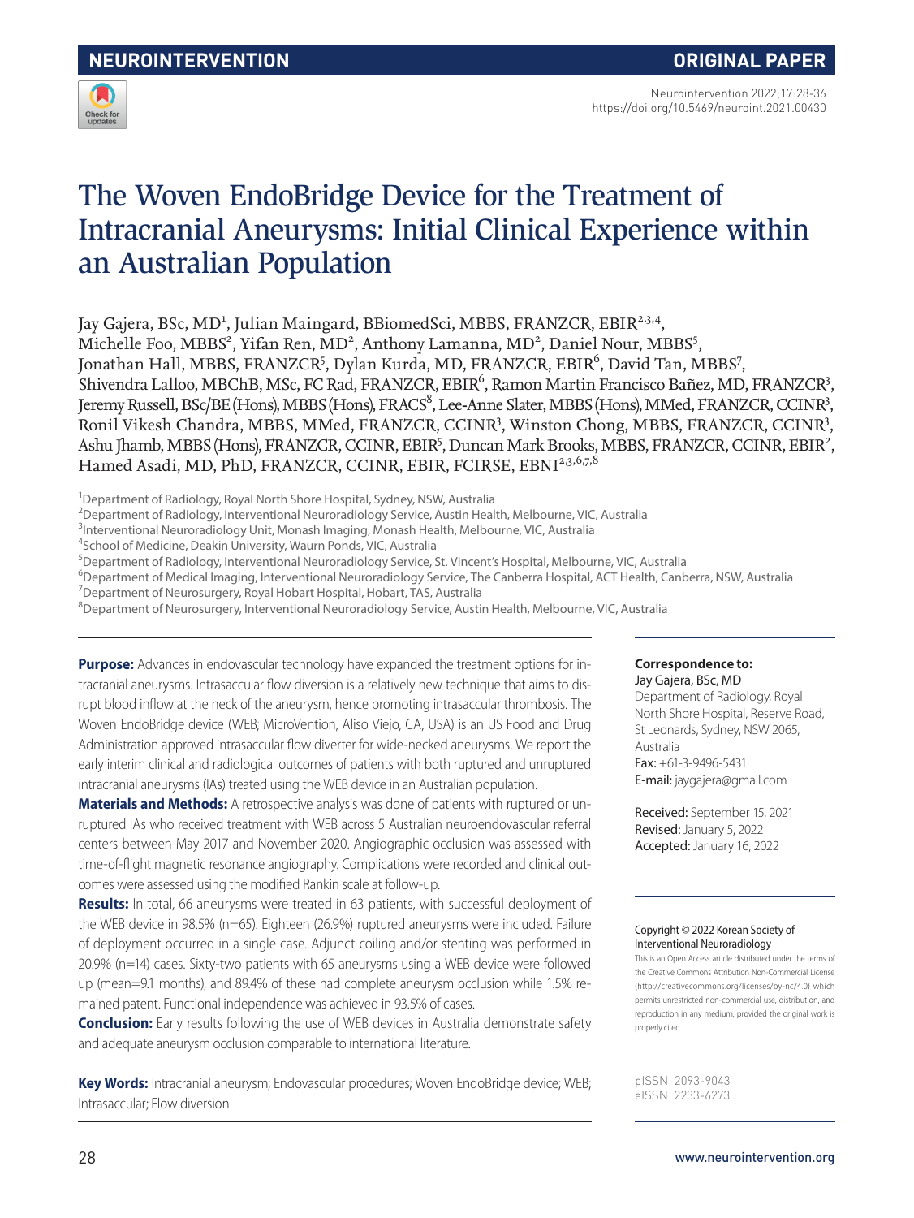NEUROINTERVENTION — ORIGINAL PAPER

https://doi.org/10.5469/neuroint.2021.00430

# The Woven EndoBridge Device for the Treatment of Intracranial Aneurysms: Initial Clinical Experience within an Australian Population

Jay Gajera, BSc, MD[1], Julian Maingard, BBiomedSci, MBBS, FRANZCR, EBIR[2,3,4], Michelle Foo, MBBS[2], Yifan Ren, MD[2], Anthony Lamanna, MD[2], Daniel Nour, MBBS[5], Jonathan Hall, MBBS, FRANZCR[5], Dylan Kurda, MD, FRANZCR, EBIR[6], David Tan, MBBS[7], Shivendra Lalloo, MBChB, MSc, FC Rad, FRANZCR, EBIR[6], Ramon Martin Francisco Bañez, MD, FRANZCR[3], Jeremy Russell, BSc/BE (Hons), MBBS (Hons), FRACS[8], Lee-Anne Slater, MBBS (Hons), MMed, FRANZCR, CCINR[3], Ronil Vikesh Chandra, MBBS, MMed, FRANZCR, CCINR[3], Winston Chong, MBBS, FRANZCR, CCINR[3], Ashu Jhamb, MBBS (Hons), FRANZCR, CCINR, EBIR[5], Duncan Mark Brooks, MBBS, FRANZCR, CCINR, EBIR[2], Hamed Asadi, MD, PhD, FRANZCR, CCINR, EBIR, FCIRSE, EBNI[2,3,6,7,8]

[1]Department of Radiology, Royal North Shore Hospital, Sydney, NSW, Australia
[2]Department of Radiology, Interventional Neuroradiology Service, Austin Health, Melbourne, VIC, Australia
[3]Interventional Neuroradiology Unit, Monash Imaging, Monash Health, Melbourne, VIC, Australia
[4]School of Medicine, Deakin University, Waurn Ponds, VIC, Australia
[5]Department of Radiology, Interventional Neuroradiology Service, St. Vincent's Hospital, Melbourne, VIC, Australia
[6]Department of Medical Imaging, Interventional Neuroradiology Service, The Canberra Hospital, ACT Health, Canberra, NSW, Australia
[7]Department of Neurosurgery, Royal Hobart Hospital, Hobart, TAS, Australia
[8]Department of Neurosurgery, Interventional Neuroradiology Service, Austin Health, Melbourne, VIC, Australia

**Purpose:** Advances in endovascular technology have expanded the treatment options for intracranial aneurysms. Intrasaccular flow diversion is a relatively new technique that aims to disrupt blood inflow at the neck of the aneurysm, hence promoting intrasaccular thrombosis. The Woven EndoBridge device (WEB; MicroVention, Aliso Viejo, CA, USA) is an US Food and Drug Administration approved intrasaccular flow diverter for wide-necked aneurysms. We report the early interim clinical and radiological outcomes of patients with both ruptured and unruptured intracranial aneurysms (IAs) treated using the WEB device in an Australian population.

**Materials and Methods:** A retrospective analysis was done of patients with ruptured or unruptured IAs who received treatment with WEB across 5 Australian neuroendovascular referral centers between May 2017 and November 2020. Angiographic occlusion was assessed with time-of-flight magnetic resonance angiography. Complications were recorded and clinical outcomes were assessed using the modified Rankin scale at follow-up.

**Results:** In total, 66 aneurysms were treated in 63 patients, with successful deployment of the WEB device in 98.5% (n=65). Eighteen (26.9%) ruptured aneurysms were included. Failure of deployment occurred in a single case. Adjunct coiling and/or stenting was performed in 20.9% (n=14) cases. Sixty-two patients with 65 aneurysms using a WEB device were followed up (mean=9.1 months), and 89.4% of these had complete aneurysm occlusion while 1.5% remained patent. Functional independence was achieved in 93.5% of cases.

**Conclusion:** Early results following the use of WEB devices in Australia demonstrate safety and adequate aneurysm occlusion comparable to international literature.

**Key Words:** Intracranial aneurysm; Endovascular procedures; Woven EndoBridge device; WEB; Intrasaccular; Flow diversion

**Correspondence to:**
Jay Gajera, BSc, MD
Department of Radiology, Royal North Shore Hospital, Reserve Road, St Leonards, Sydney, NSW 2065, Australia
Fax: +61-3-9496-5431
E-mail: jaygajera@gmail.com

Received: September 15, 2021
Revised: January 5, 2022
Accepted: January 16, 2022

Copyright © 2022 Korean Society of Interventional Neuroradiology

This is an Open Access article distributed under the terms of the Creative Commons Attribution Non-Commercial License (http://creativecommons.org/licenses/by-nc/4.0) which permits unrestricted non-commercial use, distribution, and reproduction in any medium, provided the original work is properly cited.

pISSN 2093-9043
eISSN 2233-6273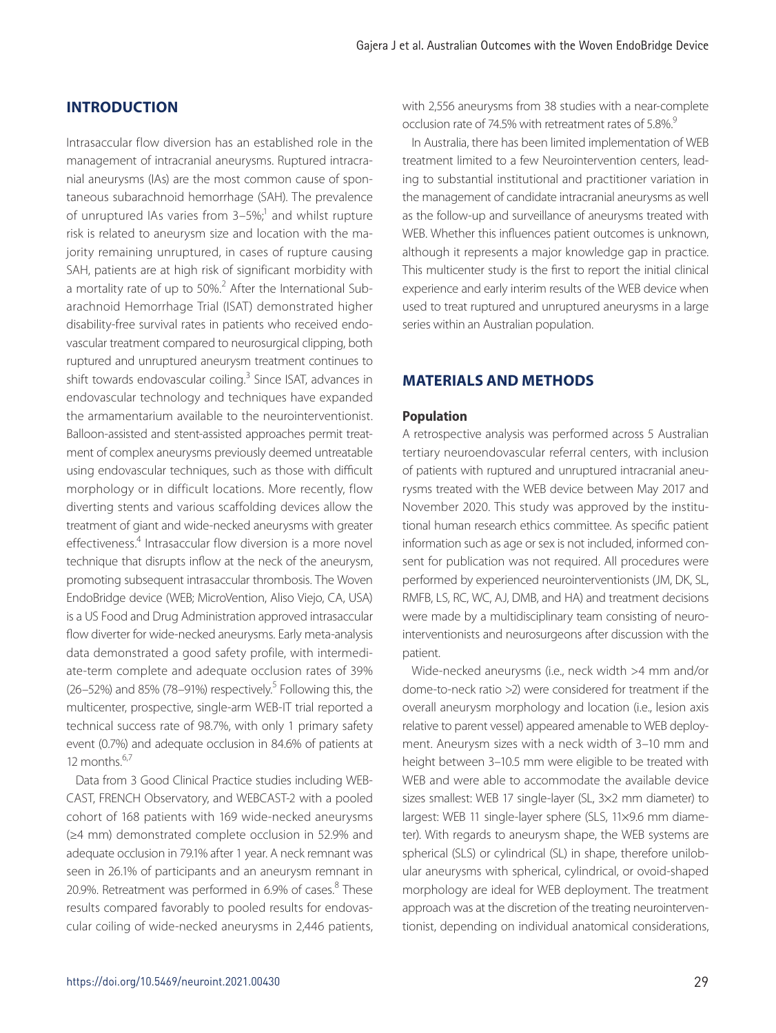## INTRODUCTION

Intrasaccular flow diversion has an established role in the management of intracranial aneurysms. Ruptured intracranial aneurysms (IAs) are the most common cause of spontaneous subarachnoid hemorrhage (SAH). The prevalence of unruptured IAs varies from 3–5%;[1] and whilst rupture risk is related to aneurysm size and location with the majority remaining unruptured, in cases of rupture causing SAH, patients are at high risk of significant morbidity with a mortality rate of up to 50%.[2] After the International Subarachnoid Hemorrhage Trial (ISAT) demonstrated higher disability-free survival rates in patients who received endovascular treatment compared to neurosurgical clipping, both ruptured and unruptured aneurysm treatment continues to shift towards endovascular coiling.[3] Since ISAT, advances in endovascular technology and techniques have expanded the armamentarium available to the neurointerventionist. Balloon-assisted and stent-assisted approaches permit treatment of complex aneurysms previously deemed untreatable using endovascular techniques, such as those with difficult morphology or in difficult locations. More recently, flow diverting stents and various scaffolding devices allow the treatment of giant and wide-necked aneurysms with greater effectiveness.[4] Intrasaccular flow diversion is a more novel technique that disrupts inflow at the neck of the aneurysm, promoting subsequent intrasaccular thrombosis. The Woven EndoBridge device (WEB; MicroVention, Aliso Viejo, CA, USA) is a US Food and Drug Administration approved intrasaccular flow diverter for wide-necked aneurysms. Early meta-analysis data demonstrated a good safety profile, with intermediate-term complete and adequate occlusion rates of 39% (26–52%) and 85% (78–91%) respectively.[5] Following this, the multicenter, prospective, single-arm WEB-IT trial reported a technical success rate of 98.7%, with only 1 primary safety event (0.7%) and adequate occlusion in 84.6% of patients at 12 months.[6,7]

Data from 3 Good Clinical Practice studies including WEB-CAST, FRENCH Observatory, and WEBCAST-2 with a pooled cohort of 168 patients with 169 wide-necked aneurysms (≥4 mm) demonstrated complete occlusion in 52.9% and adequate occlusion in 79.1% after 1 year. A neck remnant was seen in 26.1% of participants and an aneurysm remnant in 20.9%. Retreatment was performed in 6.9% of cases.[8] These results compared favorably to pooled results for endovascular coiling of wide-necked aneurysms in 2,446 patients, with 2,556 aneurysms from 38 studies with a near-complete occlusion rate of 74.5% with retreatment rates of 5.8%.[9]

In Australia, there has been limited implementation of WEB treatment limited to a few Neurointervention centers, leading to substantial institutional and practitioner variation in the management of candidate intracranial aneurysms as well as the follow-up and surveillance of aneurysms treated with WEB. Whether this influences patient outcomes is unknown, although it represents a major knowledge gap in practice. This multicenter study is the first to report the initial clinical experience and early interim results of the WEB device when used to treat ruptured and unruptured aneurysms in a large series within an Australian population.

## MATERIALS AND METHODS

### Population

A retrospective analysis was performed across 5 Australian tertiary neuroendovascular referral centers, with inclusion of patients with ruptured and unruptured intracranial aneurysms treated with the WEB device between May 2017 and November 2020. This study was approved by the institutional human research ethics committee. As specific patient information such as age or sex is not included, informed consent for publication was not required. All procedures were performed by experienced neurointerventionists (JM, DK, SL, RMFB, LS, RC, WC, AJ, DMB, and HA) and treatment decisions were made by a multidisciplinary team consisting of neurointerventionists and neurosurgeons after discussion with the patient.

Wide-necked aneurysms (i.e., neck width >4 mm and/or dome-to-neck ratio >2) were considered for treatment if the overall aneurysm morphology and location (i.e., lesion axis relative to parent vessel) appeared amenable to WEB deployment. Aneurysm sizes with a neck width of 3–10 mm and height between 3–10.5 mm were eligible to be treated with WEB and were able to accommodate the available device sizes smallest: WEB 17 single-layer (SL, 3×2 mm diameter) to largest: WEB 11 single-layer sphere (SLS, 11×9.6 mm diameter). With regards to aneurysm shape, the WEB systems are spherical (SLS) or cylindrical (SL) in shape, therefore unilobular aneurysms with spherical, cylindrical, or ovoid-shaped morphology are ideal for WEB deployment. The treatment approach was at the discretion of the treating neurointerventionist, depending on individual anatomical considerations,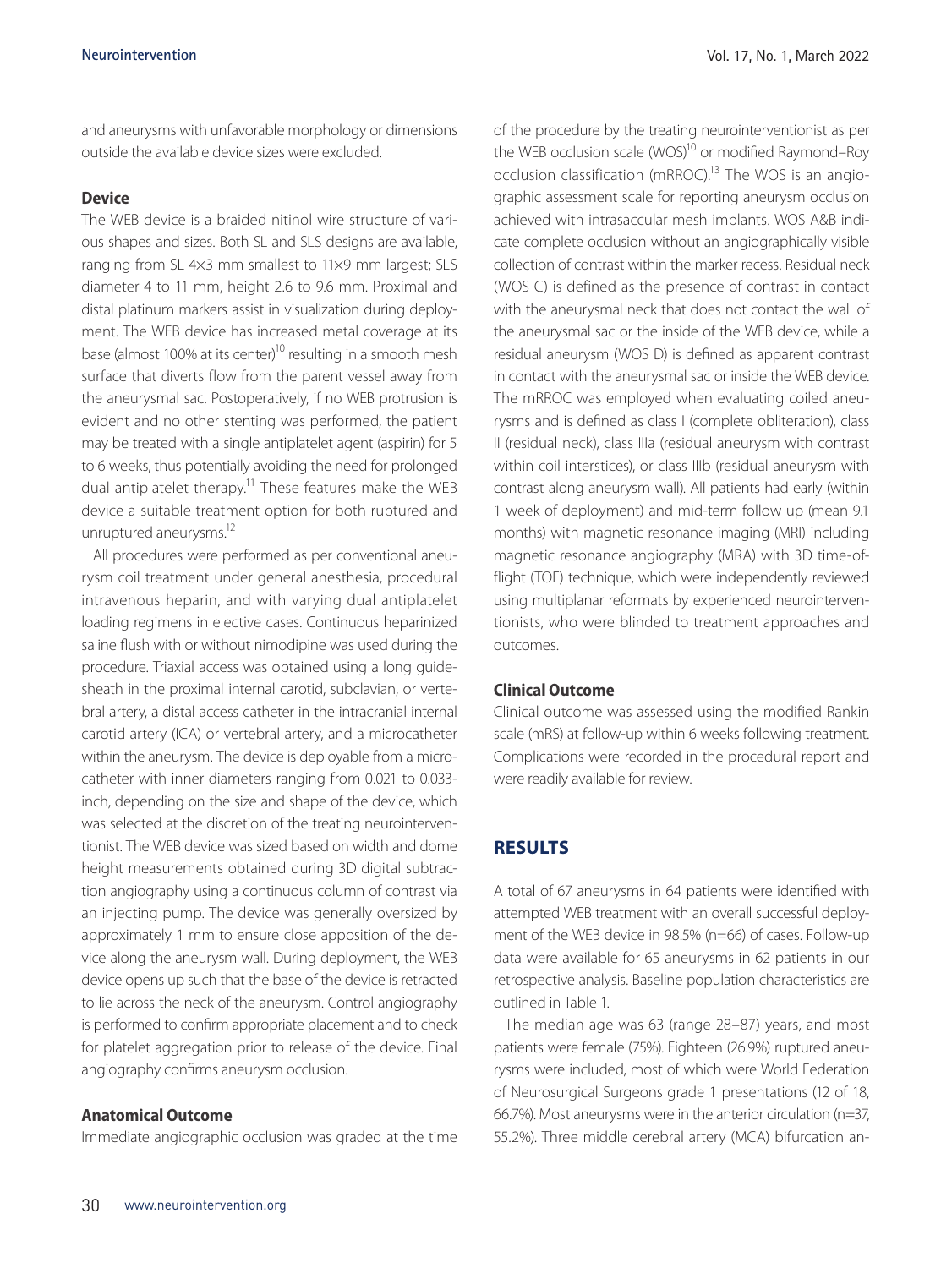and aneurysms with unfavorable morphology or dimensions outside the available device sizes were excluded.

### Device

The WEB device is a braided nitinol wire structure of various shapes and sizes. Both SL and SLS designs are available, ranging from SL 4×3 mm smallest to 11×9 mm largest; SLS diameter 4 to 11 mm, height 2.6 to 9.6 mm. Proximal and distal platinum markers assist in visualization during deployment. The WEB device has increased metal coverage at its base (almost 100% at its center)[10] resulting in a smooth mesh surface that diverts flow from the parent vessel away from the aneurysmal sac. Postoperatively, if no WEB protrusion is evident and no other stenting was performed, the patient may be treated with a single antiplatelet agent (aspirin) for 5 to 6 weeks, thus potentially avoiding the need for prolonged dual antiplatelet therapy.[11] These features make the WEB device a suitable treatment option for both ruptured and unruptured aneurysms.[12]

All procedures were performed as per conventional aneurysm coil treatment under general anesthesia, procedural intravenous heparin, and with varying dual antiplatelet loading regimens in elective cases. Continuous heparinized saline flush with or without nimodipine was used during the procedure. Triaxial access was obtained using a long guidesheath in the proximal internal carotid, subclavian, or vertebral artery, a distal access catheter in the intracranial internal carotid artery (ICA) or vertebral artery, and a microcatheter within the aneurysm. The device is deployable from a microcatheter with inner diameters ranging from 0.021 to 0.033-inch, depending on the size and shape of the device, which was selected at the discretion of the treating neurointerventionist. The WEB device was sized based on width and dome height measurements obtained during 3D digital subtraction angiography using a continuous column of contrast via an injecting pump. The device was generally oversized by approximately 1 mm to ensure close apposition of the device along the aneurysm wall. During deployment, the WEB device opens up such that the base of the device is retracted to lie across the neck of the aneurysm. Control angiography is performed to confirm appropriate placement and to check for platelet aggregation prior to release of the device. Final angiography confirms aneurysm occlusion.

### Anatomical Outcome

Immediate angiographic occlusion was graded at the time of the procedure by the treating neurointerventionist as per the WEB occlusion scale (WOS)[10] or modified Raymond–Roy occlusion classification (mRROC).[13] The WOS is an angiographic assessment scale for reporting aneurysm occlusion achieved with intrasaccular mesh implants. WOS A&B indicate complete occlusion without an angiographically visible collection of contrast within the marker recess. Residual neck (WOS C) is defined as the presence of contrast in contact with the aneurysmal neck that does not contact the wall of the aneurysmal sac or the inside of the WEB device, while a residual aneurysm (WOS D) is defined as apparent contrast in contact with the aneurysmal sac or inside the WEB device. The mRROC was employed when evaluating coiled aneurysms and is defined as class I (complete obliteration), class II (residual neck), class IIIa (residual aneurysm with contrast within coil interstices), or class IIIb (residual aneurysm with contrast along aneurysm wall). All patients had early (within 1 week of deployment) and mid-term follow up (mean 9.1 months) with magnetic resonance imaging (MRI) including magnetic resonance angiography (MRA) with 3D time-of-flight (TOF) technique, which were independently reviewed using multiplanar reformats by experienced neurointerventionists, who were blinded to treatment approaches and outcomes.

### Clinical Outcome

Clinical outcome was assessed using the modified Rankin scale (mRS) at follow-up within 6 weeks following treatment. Complications were recorded in the procedural report and were readily available for review.

## RESULTS

A total of 67 aneurysms in 64 patients were identified with attempted WEB treatment with an overall successful deployment of the WEB device in 98.5% (n=66) of cases. Follow-up data were available for 65 aneurysms in 62 patients in our retrospective analysis. Baseline population characteristics are outlined in Table 1.

The median age was 63 (range 28–87) years, and most patients were female (75%). Eighteen (26.9%) ruptured aneurysms were included, most of which were World Federation of Neurosurgical Surgeons grade 1 presentations (12 of 18, 66.7%). Most aneurysms were in the anterior circulation (n=37, 55.2%). Three middle cerebral artery (MCA) bifurcation an-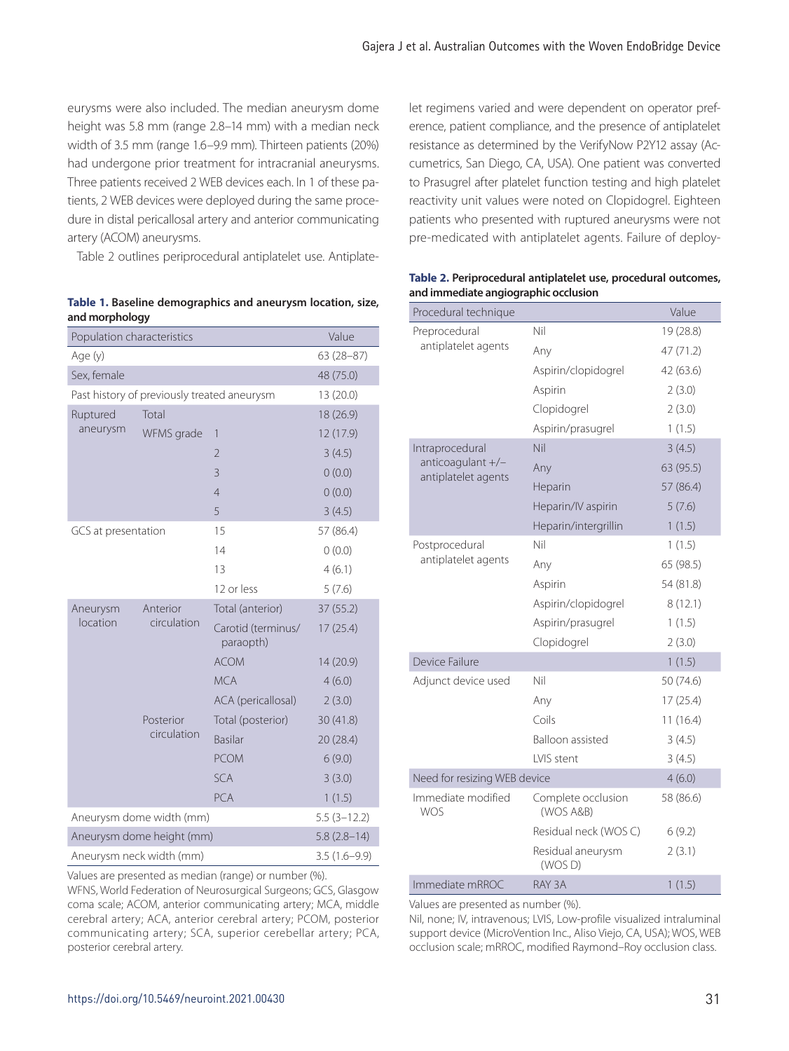eurysms were also included. The median aneurysm dome height was 5.8 mm (range 2.8–14 mm) with a median neck width of 3.5 mm (range 1.6–9.9 mm). Thirteen patients (20%) had undergone prior treatment for intracranial aneurysms. Three patients received 2 WEB devices each. In 1 of these patients, 2 WEB devices were deployed during the same procedure in distal pericallosal artery and anterior communicating artery (ACOM) aneurysms.

Table 2 outlines periprocedural antiplatelet use. Antiplatelet regimens varied and were dependent on operator preference, patient compliance, and the presence of antiplatelet resistance as determined by the VerifyNow P2Y12 assay (Accumetrics, San Diego, CA, USA). One patient was converted to Prasugrel after platelet function testing and high platelet reactivity unit values were noted on Clopidogrel. Eighteen patients who presented with ruptured aneurysms were not pre-medicated with antiplatelet agents. Failure of deploy-

**Table 1.** Baseline demographics and aneurysm location, size, and morphology

| Population characteristics | | | Value |
|---|---|---|---|
| Age (y) | | | 63 (28–87) |
| Sex, female | | | 48 (75.0) |
| Past history of previously treated aneurysm | | | 13 (20.0) |
| Ruptured aneurysm | Total | | 18 (26.9) |
| | WFMS grade | 1 | 12 (17.9) |
| | | 2 | 3 (4.5) |
| | | 3 | 0 (0.0) |
| | | 4 | 0 (0.0) |
| | | 5 | 3 (4.5) |
| GCS at presentation | | 15 | 57 (86.4) |
| | | 14 | 0 (0.0) |
| | | 13 | 4 (6.1) |
| | | 12 or less | 5 (7.6) |
| Aneurysm location | Anterior circulation | Total (anterior) | 37 (55.2) |
| | | Carotid (terminus/ paraopth) | 17 (25.4) |
| | | ACOM | 14 (20.9) |
| | | MCA | 4 (6.0) |
| | | ACA (pericallosal) | 2 (3.0) |
| | Posterior circulation | Total (posterior) | 30 (41.8) |
| | | Basilar | 20 (28.4) |
| | | PCOM | 6 (9.0) |
| | | SCA | 3 (3.0) |
| | | PCA | 1 (1.5) |
| Aneurysm dome width (mm) | | | 5.5 (3–12.2) |
| Aneurysm dome height (mm) | | | 5.8 (2.8–14) |
| Aneurysm neck width (mm) | | | 3.5 (1.6–9.9) |

Values are presented as median (range) or number (%).
WFNS, World Federation of Neurosurgical Surgeons; GCS, Glasgow coma scale; ACOM, anterior communicating artery; MCA, middle cerebral artery; ACA, anterior cerebral artery; PCOM, posterior communicating artery; SCA, superior cerebellar artery; PCA, posterior cerebral artery.

**Table 2.** Periprocedural antiplatelet use, procedural outcomes, and immediate angiographic occlusion

| Procedural technique | | Value |
|---|---|---|
| Preprocedural antiplatelet agents | Nil | 19 (28.8) |
| | Any | 47 (71.2) |
| | Aspirin/clopidogrel | 42 (63.6) |
| | Aspirin | 2 (3.0) |
| | Clopidogrel | 2 (3.0) |
| | Aspirin/prasugrel | 1 (1.5) |
| Intraprocedural anticoagulant +/− antiplatelet agents | Nil | 3 (4.5) |
| | Any | 63 (95.5) |
| | Heparin | 57 (86.4) |
| | Heparin/IV aspirin | 5 (7.6) |
| | Heparin/intergrillin | 1 (1.5) |
| Postprocedural antiplatelet agents | Nil | 1 (1.5) |
| | Any | 65 (98.5) |
| | Aspirin | 54 (81.8) |
| | Aspirin/clopidogrel | 8 (12.1) |
| | Aspirin/prasugrel | 1 (1.5) |
| | Clopidogrel | 2 (3.0) |
| Device Failure | | 1 (1.5) |
| Adjunct device used | Nil | 50 (74.6) |
| | Any | 17 (25.4) |
| | Coils | 11 (16.4) |
| | Balloon assisted | 3 (4.5) |
| | LVIS stent | 3 (4.5) |
| Need for resizing WEB device | | 4 (6.0) |
| Immediate modified WOS | Complete occlusion (WOS A&B) | 58 (86.6) |
| | Residual neck (WOS C) | 6 (9.2) |
| | Residual aneurysm (WOS D) | 2 (3.1) |
| Immediate mRROC | RAY 3A | 1 (1.5) |

Values are presented as number (%).
Nil, none; IV, intravenous; LVIS, Low-profile visualized intraluminal support device (MicroVention Inc., Aliso Viejo, CA, USA); WOS, WEB occlusion scale; mRROC, modified Raymond–Roy occlusion class.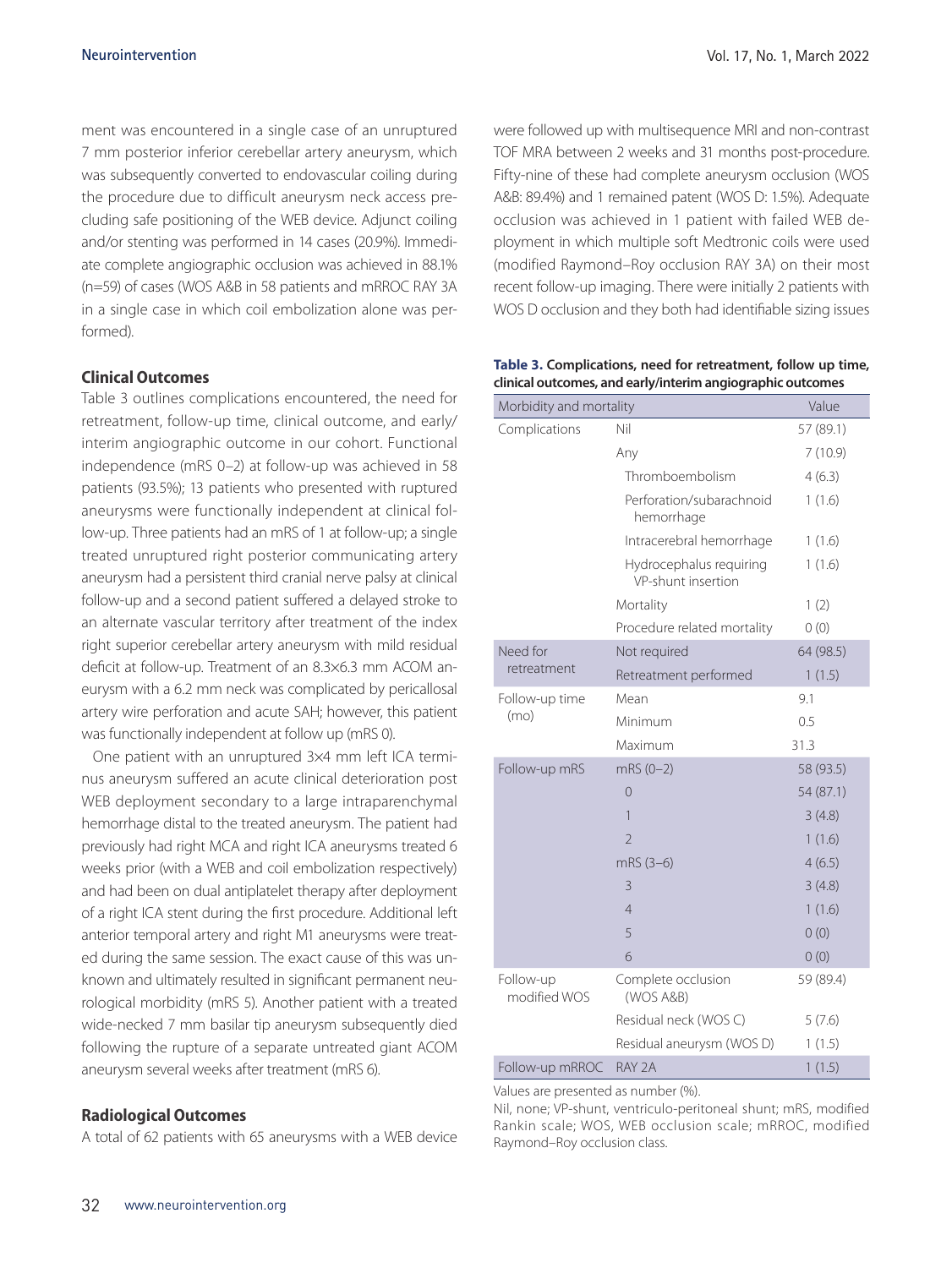ment was encountered in a single case of an unruptured 7 mm posterior inferior cerebellar artery aneurysm, which was subsequently converted to endovascular coiling during the procedure due to difficult aneurysm neck access precluding safe positioning of the WEB device. Adjunct coiling and/or stenting was performed in 14 cases (20.9%). Immediate complete angiographic occlusion was achieved in 88.1% (n=59) of cases (WOS A&B in 58 patients and mRROC RAY 3A in a single case in which coil embolization alone was performed).

### Clinical Outcomes

Table 3 outlines complications encountered, the need for retreatment, follow-up time, clinical outcome, and early/interim angiographic outcome in our cohort. Functional independence (mRS 0–2) at follow-up was achieved in 58 patients (93.5%); 13 patients who presented with ruptured aneurysms were functionally independent at clinical follow-up. Three patients had an mRS of 1 at follow-up; a single treated unruptured right posterior communicating artery aneurysm had a persistent third cranial nerve palsy at clinical follow-up and a second patient suffered a delayed stroke to an alternate vascular territory after treatment of the index right superior cerebellar artery aneurysm with mild residual deficit at follow-up. Treatment of an 8.3×6.3 mm ACOM aneurysm with a 6.2 mm neck was complicated by pericallosal artery wire perforation and acute SAH; however, this patient was functionally independent at follow up (mRS 0).

One patient with an unruptured 3×4 mm left ICA terminus aneurysm suffered an acute clinical deterioration post WEB deployment secondary to a large intraparenchymal hemorrhage distal to the treated aneurysm. The patient had previously had right MCA and right ICA aneurysms treated 6 weeks prior (with a WEB and coil embolization respectively) and had been on dual antiplatelet therapy after deployment of a right ICA stent during the first procedure. Additional left anterior temporal artery and right M1 aneurysms were treated during the same session. The exact cause of this was unknown and ultimately resulted in significant permanent neurological morbidity (mRS 5). Another patient with a treated wide-necked 7 mm basilar tip aneurysm subsequently died following the rupture of a separate untreated giant ACOM aneurysm several weeks after treatment (mRS 6).

### Radiological Outcomes

A total of 62 patients with 65 aneurysms with a WEB device were followed up with multisequence MRI and non-contrast TOF MRA between 2 weeks and 31 months post-procedure. Fifty-nine of these had complete aneurysm occlusion (WOS A&B: 89.4%) and 1 remained patent (WOS D: 1.5%). Adequate occlusion was achieved in 1 patient with failed WEB deployment in which multiple soft Medtronic coils were used (modified Raymond–Roy occlusion RAY 3A) on their most recent follow-up imaging. There were initially 2 patients with WOS D occlusion and they both had identifiable sizing issues

**Table 3.** Complications, need for retreatment, follow up time, clinical outcomes, and early/interim angiographic outcomes

| Morbidity and mortality | | Value |
|---|---|---|
| Complications | Nil | 57 (89.1) |
| | Any | 7 (10.9) |
| | Thromboembolism | 4 (6.3) |
| | Perforation/subarachnoid hemorrhage | 1 (1.6) |
| | Intracerebral hemorrhage | 1 (1.6) |
| | Hydrocephalus requiring VP-shunt insertion | 1 (1.6) |
| | Mortality | 1 (2) |
| | Procedure related mortality | 0 (0) |
| Need for retreatment | Not required | 64 (98.5) |
| | Retreatment performed | 1 (1.5) |
| Follow-up time (mo) | Mean | 9.1 |
| | Minimum | 0.5 |
| | Maximum | 31.3 |
| Follow-up mRS | mRS (0–2) | 58 (93.5) |
| | 0 | 54 (87.1) |
| | 1 | 3 (4.8) |
| | 2 | 1 (1.6) |
| | mRS (3–6) | 4 (6.5) |
| | 3 | 3 (4.8) |
| | 4 | 1 (1.6) |
| | 5 | 0 (0) |
| | 6 | 0 (0) |
| Follow-up modified WOS | Complete occlusion (WOS A&B) | 59 (89.4) |
| | Residual neck (WOS C) | 5 (7.6) |
| | Residual aneurysm (WOS D) | 1 (1.5) |
| Follow-up mRROC | RAY 2A | 1 (1.5) |

Values are presented as number (%).

Nil, none; VP-shunt, ventriculo-peritoneal shunt; mRS, modified Rankin scale; WOS, WEB occlusion scale; mRROC, modified Raymond–Roy occlusion class.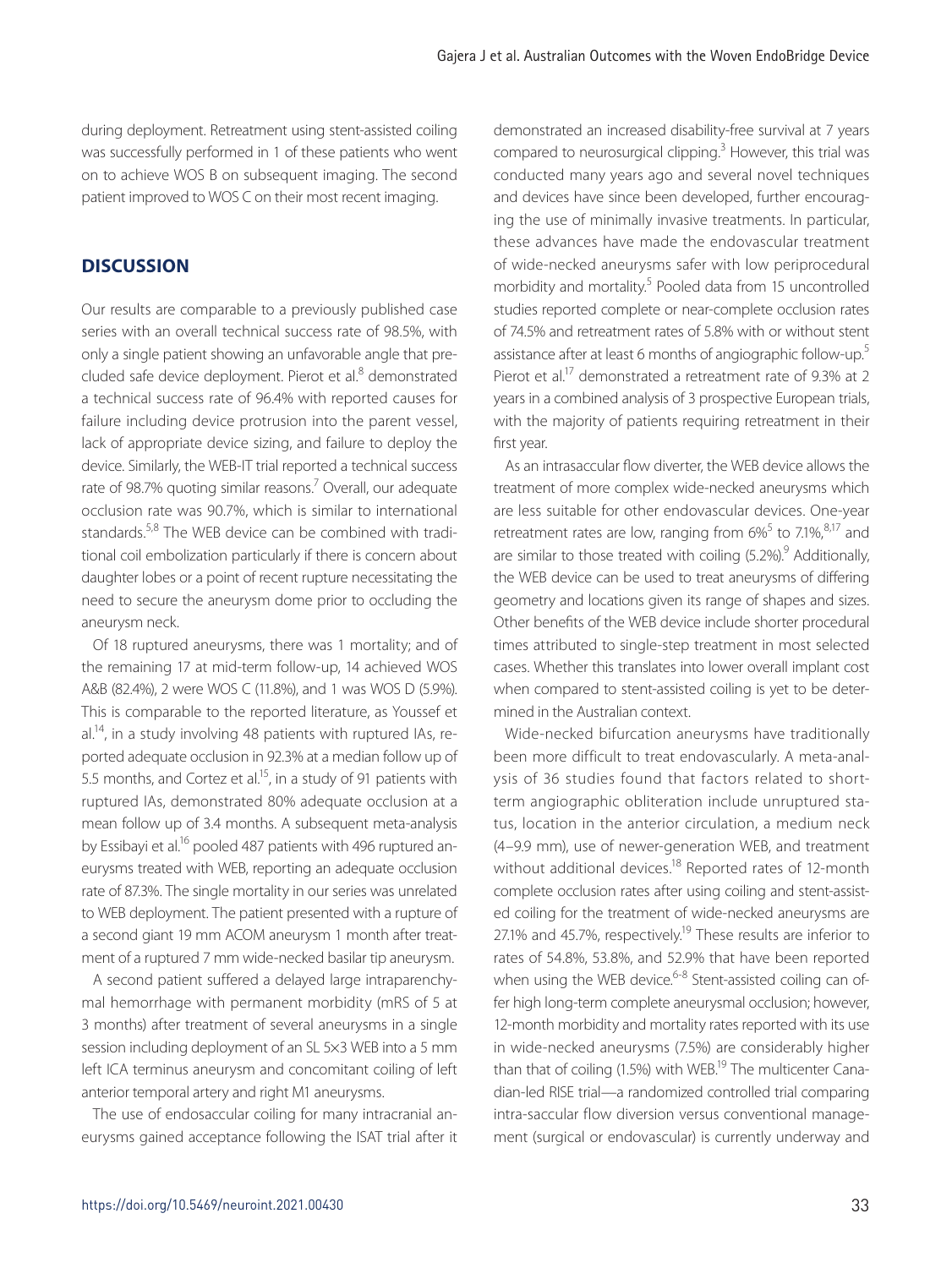during deployment. Retreatment using stent-assisted coiling was successfully performed in 1 of these patients who went on to achieve WOS B on subsequent imaging. The second patient improved to WOS C on their most recent imaging.

## DISCUSSION

Our results are comparable to a previously published case series with an overall technical success rate of 98.5%, with only a single patient showing an unfavorable angle that precluded safe device deployment. Pierot et al.[8] demonstrated a technical success rate of 96.4% with reported causes for failure including device protrusion into the parent vessel, lack of appropriate device sizing, and failure to deploy the device. Similarly, the WEB-IT trial reported a technical success rate of 98.7% quoting similar reasons.[7] Overall, our adequate occlusion rate was 90.7%, which is similar to international standards.[5,8] The WEB device can be combined with traditional coil embolization particularly if there is concern about daughter lobes or a point of recent rupture necessitating the need to secure the aneurysm dome prior to occluding the aneurysm neck.

Of 18 ruptured aneurysms, there was 1 mortality; and of the remaining 17 at mid-term follow-up, 14 achieved WOS A&B (82.4%), 2 were WOS C (11.8%), and 1 was WOS D (5.9%). This is comparable to the reported literature, as Youssef et al.[14], in a study involving 48 patients with ruptured IAs, reported adequate occlusion in 92.3% at a median follow up of 5.5 months, and Cortez et al.[15], in a study of 91 patients with ruptured IAs, demonstrated 80% adequate occlusion at a mean follow up of 3.4 months. A subsequent meta-analysis by Essibayi et al.[16] pooled 487 patients with 496 ruptured aneurysms treated with WEB, reporting an adequate occlusion rate of 87.3%. The single mortality in our series was unrelated to WEB deployment. The patient presented with a rupture of a second giant 19 mm ACOM aneurysm 1 month after treatment of a ruptured 7 mm wide-necked basilar tip aneurysm.

A second patient suffered a delayed large intraparenchymal hemorrhage with permanent morbidity (mRS of 5 at 3 months) after treatment of several aneurysms in a single session including deployment of an SL 5×3 WEB into a 5 mm left ICA terminus aneurysm and concomitant coiling of left anterior temporal artery and right M1 aneurysms.

The use of endosaccular coiling for many intracranial aneurysms gained acceptance following the ISAT trial after it demonstrated an increased disability-free survival at 7 years compared to neurosurgical clipping.[3] However, this trial was conducted many years ago and several novel techniques and devices have since been developed, further encouraging the use of minimally invasive treatments. In particular, these advances have made the endovascular treatment of wide-necked aneurysms safer with low periprocedural morbidity and mortality.[5] Pooled data from 15 uncontrolled studies reported complete or near-complete occlusion rates of 74.5% and retreatment rates of 5.8% with or without stent assistance after at least 6 months of angiographic follow-up.[5] Pierot et al.[17] demonstrated a retreatment rate of 9.3% at 2 years in a combined analysis of 3 prospective European trials, with the majority of patients requiring retreatment in their first year.

As an intrasaccular flow diverter, the WEB device allows the treatment of more complex wide-necked aneurysms which are less suitable for other endovascular devices. One-year retreatment rates are low, ranging from 6%[5] to 7.1%,[8,17] and are similar to those treated with coiling (5.2%).[9] Additionally, the WEB device can be used to treat aneurysms of differing geometry and locations given its range of shapes and sizes. Other benefits of the WEB device include shorter procedural times attributed to single-step treatment in most selected cases. Whether this translates into lower overall implant cost when compared to stent-assisted coiling is yet to be determined in the Australian context.

Wide-necked bifurcation aneurysms have traditionally been more difficult to treat endovascularly. A meta-analysis of 36 studies found that factors related to short-term angiographic obliteration include unruptured status, location in the anterior circulation, a medium neck (4–9.9 mm), use of newer-generation WEB, and treatment without additional devices.[18] Reported rates of 12-month complete occlusion rates after using coiling and stent-assisted coiling for the treatment of wide-necked aneurysms are 27.1% and 45.7%, respectively.[19] These results are inferior to rates of 54.8%, 53.8%, and 52.9% that have been reported when using the WEB device.[6-8] Stent-assisted coiling can offer high long-term complete aneurysmal occlusion; however, 12-month morbidity and mortality rates reported with its use in wide-necked aneurysms (7.5%) are considerably higher than that of coiling (1.5%) with WEB.[19] The multicenter Canadian-led RISE trial—a randomized controlled trial comparing intra-saccular flow diversion versus conventional management (surgical or endovascular) is currently underway and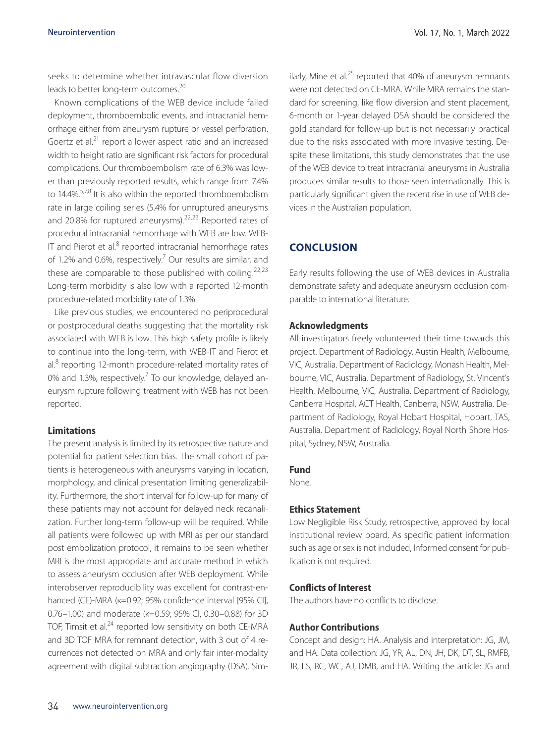seeks to determine whether intravascular flow diversion leads to better long-term outcomes.[20]

Known complications of the WEB device include failed deployment, thromboembolic events, and intracranial hemorrhage either from aneurysm rupture or vessel perforation. Goertz et al.[21] report a lower aspect ratio and an increased width to height ratio are significant risk factors for procedural complications. Our thromboembolism rate of 6.3% was lower than previously reported results, which range from 7.4% to 14.4%.[5,7,8] It is also within the reported thromboembolism rate in large coiling series (5.4% for unruptured aneurysms and 20.8% for ruptured aneurysms).[22,23] Reported rates of procedural intracranial hemorrhage with WEB are low. WEB-IT and Pierot et al.[8] reported intracranial hemorrhage rates of 1.2% and 0.6%, respectively.[7] Our results are similar, and these are comparable to those published with coiling.[22,23] Long-term morbidity is also low with a reported 12-month procedure-related morbidity rate of 1.3%.

Like previous studies, we encountered no periprocedural or postprocedural deaths suggesting that the mortality risk associated with WEB is low. This high safety profile is likely to continue into the long-term, with WEB-IT and Pierot et al.[8] reporting 12-month procedure-related mortality rates of 0% and 1.3%, respectively.[7] To our knowledge, delayed aneurysm rupture following treatment with WEB has not been reported.

### Limitations

The present analysis is limited by its retrospective nature and potential for patient selection bias. The small cohort of patients is heterogeneous with aneurysms varying in location, morphology, and clinical presentation limiting generalizability. Furthermore, the short interval for follow-up for many of these patients may not account for delayed neck recanalization. Further long-term follow-up will be required. While all patients were followed up with MRI as per our standard post embolization protocol, it remains to be seen whether MRI is the most appropriate and accurate method in which to assess aneurysm occlusion after WEB deployment. While interobserver reproducibility was excellent for contrast-enhanced (CE)-MRA ($\kappa$=0.92; 95% confidence interval [95% CI], 0.76–1.00) and moderate ($\kappa$=0.59; 95% CI, 0.30–0.88) for 3D TOF, Timsit et al.[24] reported low sensitivity on both CE-MRA and 3D TOF MRA for remnant detection, with 3 out of 4 recurrences not detected on MRA and only fair inter-modality agreement with digital subtraction angiography (DSA). Similarly, Mine et al.[25] reported that 40% of aneurysm remnants were not detected on CE-MRA. While MRA remains the standard for screening, like flow diversion and stent placement, 6-month or 1-year delayed DSA should be considered the gold standard for follow-up but is not necessarily practical due to the risks associated with more invasive testing. Despite these limitations, this study demonstrates that the use of the WEB device to treat intracranial aneurysms in Australia produces similar results to those seen internationally. This is particularly significant given the recent rise in use of WEB devices in the Australian population.

## CONCLUSION

Early results following the use of WEB devices in Australia demonstrate safety and adequate aneurysm occlusion comparable to international literature.

### Acknowledgments

All investigators freely volunteered their time towards this project. Department of Radiology, Austin Health, Melbourne, VIC, Australia. Department of Radiology, Monash Health, Melbourne, VIC, Australia. Department of Radiology, St. Vincent's Health, Melbourne, VIC, Australia. Department of Radiology, Canberra Hospital, ACT Health, Canberra, NSW, Australia. Department of Radiology, Royal Hobart Hospital, Hobart, TAS, Australia. Department of Radiology, Royal North Shore Hospital, Sydney, NSW, Australia.

### Fund

None.

### Ethics Statement

Low Negligible Risk Study, retrospective, approved by local institutional review board. As specific patient information such as age or sex is not included, Informed consent for publication is not required.

### Conflicts of Interest

The authors have no conflicts to disclose.

### Author Contributions

Concept and design: HA. Analysis and interpretation: JG, JM, and HA. Data collection: JG, YR, AL, DN, JH, DK, DT, SL, RMFB, JR, LS, RC, WC, AJ, DMB, and HA. Writing the article: JG and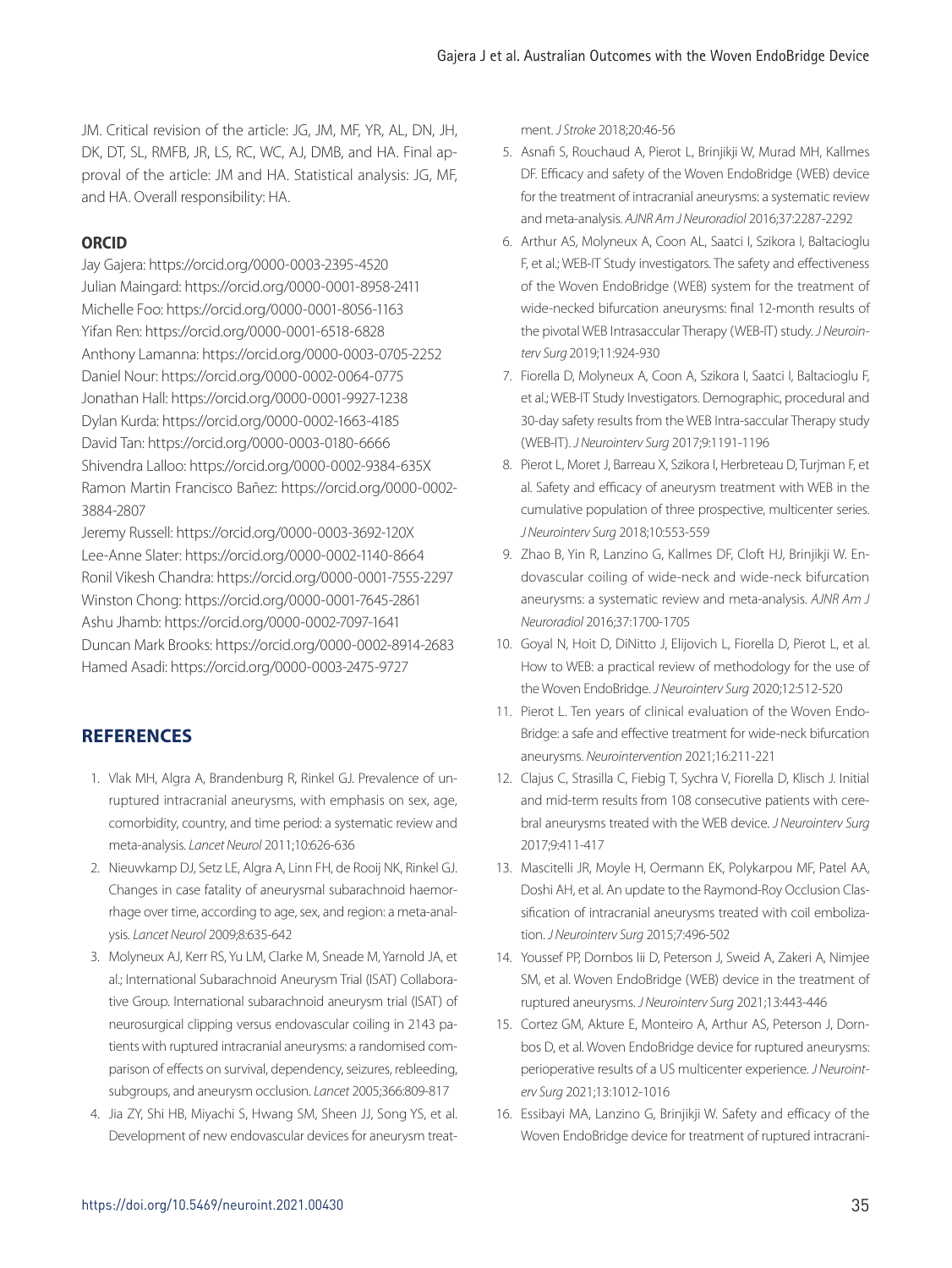JM. Critical revision of the article: JG, JM, MF, YR, AL, DN, JH, DK, DT, SL, RMFB, JR, LS, RC, WC, AJ, DMB, and HA. Final approval of the article: JM and HA. Statistical analysis: JG, MF, and HA. Overall responsibility: HA.

### ORCID

Jay Gajera: https://orcid.org/0000-0003-2395-4520
Julian Maingard: https://orcid.org/0000-0001-8958-2411
Michelle Foo: https://orcid.org/0000-0001-8056-1163
Yifan Ren: https://orcid.org/0000-0001-6518-6828
Anthony Lamanna: https://orcid.org/0000-0003-0705-2252
Daniel Nour: https://orcid.org/0000-0002-0064-0775
Jonathan Hall: https://orcid.org/0000-0001-9927-1238
Dylan Kurda: https://orcid.org/0000-0002-1663-4185
David Tan: https://orcid.org/0000-0003-0180-6666
Shivendra Lalloo: https://orcid.org/0000-0002-9384-635X
Ramon Martin Francisco Bañez: https://orcid.org/0000-0002-3884-2807
Jeremy Russell: https://orcid.org/0000-0003-3692-120X
Lee-Anne Slater: https://orcid.org/0000-0002-1140-8664
Ronil Vikesh Chandra: https://orcid.org/0000-0001-7555-2297
Winston Chong: https://orcid.org/0000-0001-7645-2861
Ashu Jhamb: https://orcid.org/0000-0002-7097-1641
Duncan Mark Brooks: https://orcid.org/0000-0002-8914-2683
Hamed Asadi: https://orcid.org/0000-0003-2475-9727

## REFERENCES

1. Vlak MH, Algra A, Brandenburg R, Rinkel GJ. Prevalence of unruptured intracranial aneurysms, with emphasis on sex, age, comorbidity, country, and time period: a systematic review and meta-analysis. *Lancet Neurol* 2011;10:626-636
2. Nieuwkamp DJ, Setz LE, Algra A, Linn FH, de Rooij NK, Rinkel GJ. Changes in case fatality of aneurysmal subarachnoid haemorrhage over time, according to age, sex, and region: a meta-analysis. *Lancet Neurol* 2009;8:635-642
3. Molyneux AJ, Kerr RS, Yu LM, Clarke M, Sneade M, Yarnold JA, et al.; International Subarachnoid Aneurysm Trial (ISAT) Collaborative Group. International subarachnoid aneurysm trial (ISAT) of neurosurgical clipping versus endovascular coiling in 2143 patients with ruptured intracranial aneurysms: a randomised comparison of effects on survival, dependency, seizures, rebleeding, subgroups, and aneurysm occlusion. *Lancet* 2005;366:809-817
4. Jia ZY, Shi HB, Miyachi S, Hwang SM, Sheen JJ, Song YS, et al. Development of new endovascular devices for aneurysm treatment. *J Stroke* 2018;20:46-56
5. Asnafi S, Rouchaud A, Pierot L, Brinjikji W, Murad MH, Kallmes DF. Efficacy and safety of the Woven EndoBridge (WEB) device for the treatment of intracranial aneurysms: a systematic review and meta-analysis. *AJNR Am J Neuroradiol* 2016;37:2287-2292
6. Arthur AS, Molyneux A, Coon AL, Saatci I, Szikora I, Baltacioglu F, et al.; WEB-IT Study investigators. The safety and effectiveness of the Woven EndoBridge (WEB) system for the treatment of wide-necked bifurcation aneurysms: final 12-month results of the pivotal WEB Intrasaccular Therapy (WEB-IT) study. *J Neurointerv Surg* 2019;11:924-930
7. Fiorella D, Molyneux A, Coon A, Szikora I, Saatci I, Baltacioglu F, et al.; WEB-IT Study Investigators. Demographic, procedural and 30-day safety results from the WEB Intra-saccular Therapy study (WEB-IT). *J Neurointerv Surg* 2017;9:1191-1196
8. Pierot L, Moret J, Barreau X, Szikora I, Herbreteau D, Turjman F, et al. Safety and efficacy of aneurysm treatment with WEB in the cumulative population of three prospective, multicenter series. *J Neurointerv Surg* 2018;10:553-559
9. Zhao B, Yin R, Lanzino G, Kallmes DF, Cloft HJ, Brinjikji W. Endovascular coiling of wide-neck and wide-neck bifurcation aneurysms: a systematic review and meta-analysis. *AJNR Am J Neuroradiol* 2016;37:1700-1705
10. Goyal N, Hoit D, DiNitto J, Elijovich L, Fiorella D, Pierot L, et al. How to WEB: a practical review of methodology for the use of the Woven EndoBridge. *J Neurointerv Surg* 2020;12:512-520
11. Pierot L. Ten years of clinical evaluation of the Woven EndoBridge: a safe and effective treatment for wide-neck bifurcation aneurysms. *Neurointervention* 2021;16:211-221
12. Clajus C, Strasilla C, Fiebig T, Sychra V, Fiorella D, Klisch J. Initial and mid-term results from 108 consecutive patients with cerebral aneurysms treated with the WEB device. *J Neurointerv Surg* 2017;9:411-417
13. Mascitelli JR, Moyle H, Oermann EK, Polykarpou MF, Patel AA, Doshi AH, et al. An update to the Raymond-Roy Occlusion Classification of intracranial aneurysms treated with coil embolization. *J Neurointerv Surg* 2015;7:496-502
14. Youssef PP, Dornbos Iii D, Peterson J, Sweid A, Zakeri A, Nimjee SM, et al. Woven EndoBridge (WEB) device in the treatment of ruptured aneurysms. *J Neurointerv Surg* 2021;13:443-446
15. Cortez GM, Akture E, Monteiro A, Arthur AS, Peterson J, Dornbos D, et al. Woven EndoBridge device for ruptured aneurysms: perioperative results of a US multicenter experience. *J Neurointerv Surg* 2021;13:1012-1016
16. Essibayi MA, Lanzino G, Brinjikji W. Safety and efficacy of the Woven EndoBridge device for treatment of ruptured intracrani-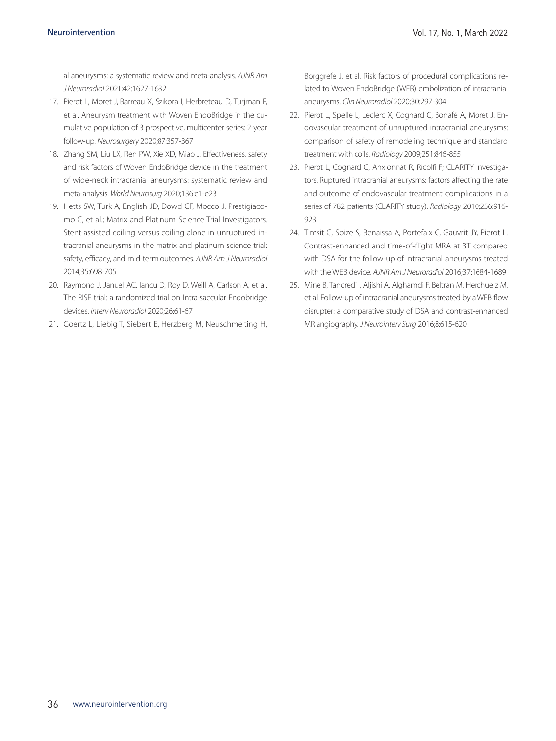al aneurysms: a systematic review and meta-analysis. *AJNR Am J Neuroradiol* 2021;42:1627-1632

17. Pierot L, Moret J, Barreau X, Szikora I, Herbreteau D, Turjman F, et al. Aneurysm treatment with Woven EndoBridge in the cumulative population of 3 prospective, multicenter series: 2-year follow-up. *Neurosurgery* 2020;87:357-367
18. Zhang SM, Liu LX, Ren PW, Xie XD, Miao J. Effectiveness, safety and risk factors of Woven EndoBridge device in the treatment of wide-neck intracranial aneurysms: systematic review and meta-analysis. *World Neurosurg* 2020;136:e1-e23
19. Hetts SW, Turk A, English JD, Dowd CF, Mocco J, Prestigiacomo C, et al.; Matrix and Platinum Science Trial Investigators. Stent-assisted coiling versus coiling alone in unruptured intracranial aneurysms in the matrix and platinum science trial: safety, efficacy, and mid-term outcomes. *AJNR Am J Neuroradiol* 2014;35:698-705
20. Raymond J, Januel AC, Iancu D, Roy D, Weill A, Carlson A, et al. The RISE trial: a randomized trial on Intra-saccular Endobridge devices. *Interv Neuroradiol* 2020;26:61-67
21. Goertz L, Liebig T, Siebert E, Herzberg M, Neuschmelting H, Borggrefe J, et al. Risk factors of procedural complications related to Woven EndoBridge (WEB) embolization of intracranial aneurysms. *Clin Neuroradiol* 2020;30:297-304
22. Pierot L, Spelle L, Leclerc X, Cognard C, Bonafé A, Moret J. Endovascular treatment of unruptured intracranial aneurysms: comparison of safety of remodeling technique and standard treatment with coils. *Radiology* 2009;251:846-855
23. Pierot L, Cognard C, Anxionnat R, Ricolfi F; CLARITY Investigators. Ruptured intracranial aneurysms: factors affecting the rate and outcome of endovascular treatment complications in a series of 782 patients (CLARITY study). *Radiology* 2010;256:916-923
24. Timsit C, Soize S, Benaissa A, Portefaix C, Gauvrit JY, Pierot L. Contrast-enhanced and time-of-flight MRA at 3T compared with DSA for the follow-up of intracranial aneurysms treated with the WEB device. *AJNR Am J Neuroradiol* 2016;37:1684-1689
25. Mine B, Tancredi I, Aljishi A, Alghamdi F, Beltran M, Herchuelz M, et al. Follow-up of intracranial aneurysms treated by a WEB flow disrupter: a comparative study of DSA and contrast-enhanced MR angiography. *J Neurointerv Surg* 2016;8:615-620